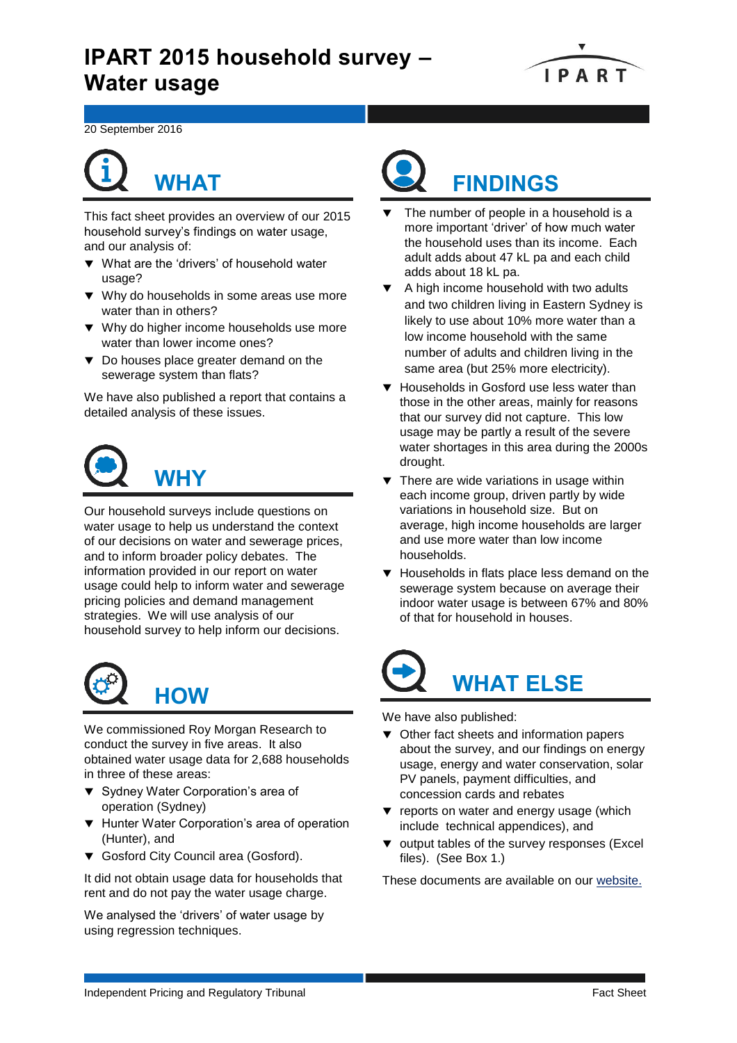# IPART 2015 household survey – Water usage

20 September 2016

## WHAT

This fact sheet provides an overview of our 2015 household survey's findings on water usage, and our analysis of:

- What are the 'drivers' of household water usage?
- Why do households in some areas use more water than in others?
- Why do higher income households use more water than lower income ones?
- Do houses place greater demand on the sewerage system than flats?

We have also published a report that contains a detailed analysis of these issues.

## WHY

Our household surveys include questions on water usage to help us understand the context of our decisions on water and sewerage prices, and to inform broader policy debates. The information provided in our report on water usage could help to inform water and sewerage pricing policies and demand management strategies. We will use analysis of our household survey to help inform our decisions.

## HOW

We commissioned Roy Morgan Research to conduct the survey in five areas. It also obtained water usage data for 2,688 households in three of these areas:

- Sydney Water Corporation's area of operation (Sydney)
- Hunter Water Corporation's area of operation (Hunter), and
- Gosford City Council area (Gosford).

It did not obtain usage data for households that rent and do not pay the water usage charge.

We analysed the 'drivers' of water usage by using regression techniques.

## FINDINGS

- The number of people in a household is a more important 'driver' of how much water the household uses than its income. Each adult adds about 47 kL pa and each child adds about 18 kL pa.
- A high income household with two adults and two children living in Eastern Sydney is likely to use about 10% more water than a low income household with the same number of adults and children living in the same area (but 25% more electricity).
- Households in Gosford use less water than those in the other areas, mainly for reasons that our survey did not capture. This low usage may be partly a result of the severe water shortages in this area during the 2000s drought.
- There are wide variations in usage within each income group, driven partly by wide variations in household size. But on average, high income households are larger and use more water than low income households.
- Households in flats place less demand on the sewerage system because on average their indoor water usage is between 67% and 80% of that for household in houses.

## WHAT ELSE

We have also published:

- Other fact sheets and information papers about the survey, and our findings on energy usage, energy and water conservation, solar PV panels, payment difficulties, and concession cards and rebates
- reports on water and energy usage (which include technical appendices), and
- output tables of the survey responses (Excel files). (See Box 1.)

These documents are available on our website.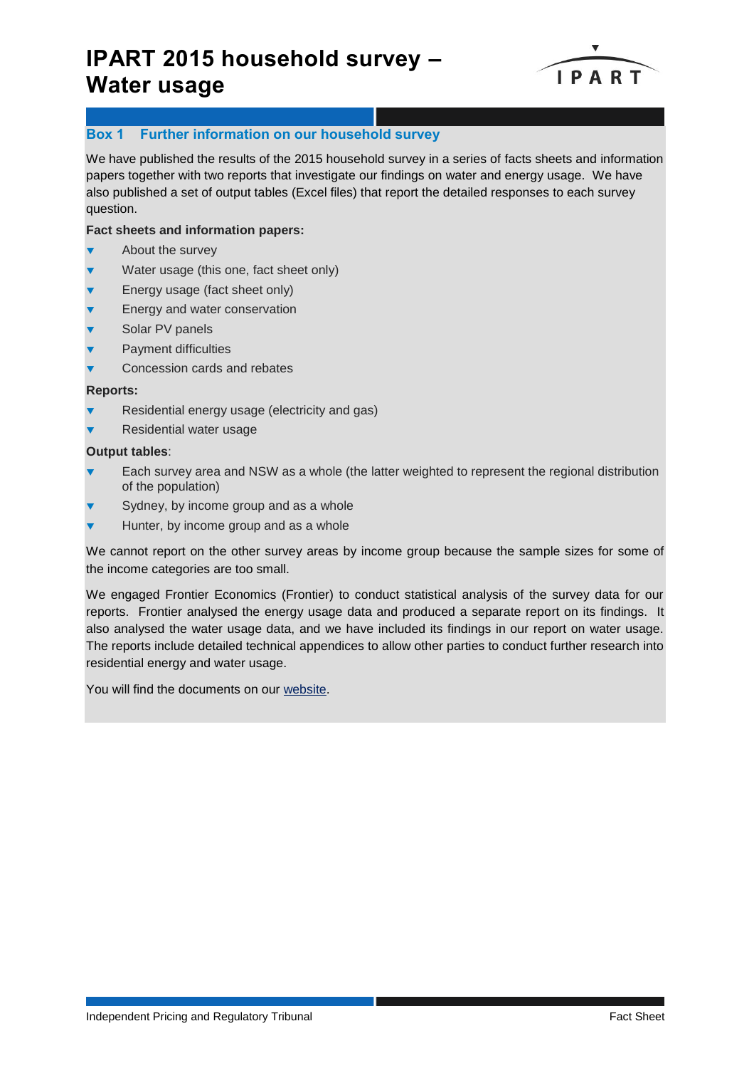# IPART 2015 household survey – Water usage

### Box 1 Further information on our household survey

We have published the results of the 2015 household survey in a series of facts sheets and information papers together with two reports that investigate our findings on water and energy usage. We have also published a set of output tables (Excel files) that report the detailed responses to each survey question.

**Fact sheets and information papers:**

- About the survey
- Water usage (this one, fact sheet only)
- Energy usage (fact sheet only)
- Energy and water conservation
- Solar PV panels
- Payment difficulties
- Concession cards and rebates

**Reports:**

- Residential energy usage (electricity and gas)
- Residential water usage

**Output tables**:

- Each survey area and NSW as a whole (the latter weighted to represent the regional distribution of the population)
- Sydney, by income group and as a whole
- Hunter, by income group and as a whole

We cannot report on the other survey areas by income group because the sample sizes for some of the income categories are too small.

We engaged Frontier Economics (Frontier) to conduct statistical analysis of the survey data for our reports. Frontier analysed the energy usage data and produced a separate report on its findings. It also analysed the water usage data, and we have included its findings in our report on water usage. The reports include detailed technical appendices to allow other parties to conduct further research into residential energy and water usage.

You will find the documents on our website.